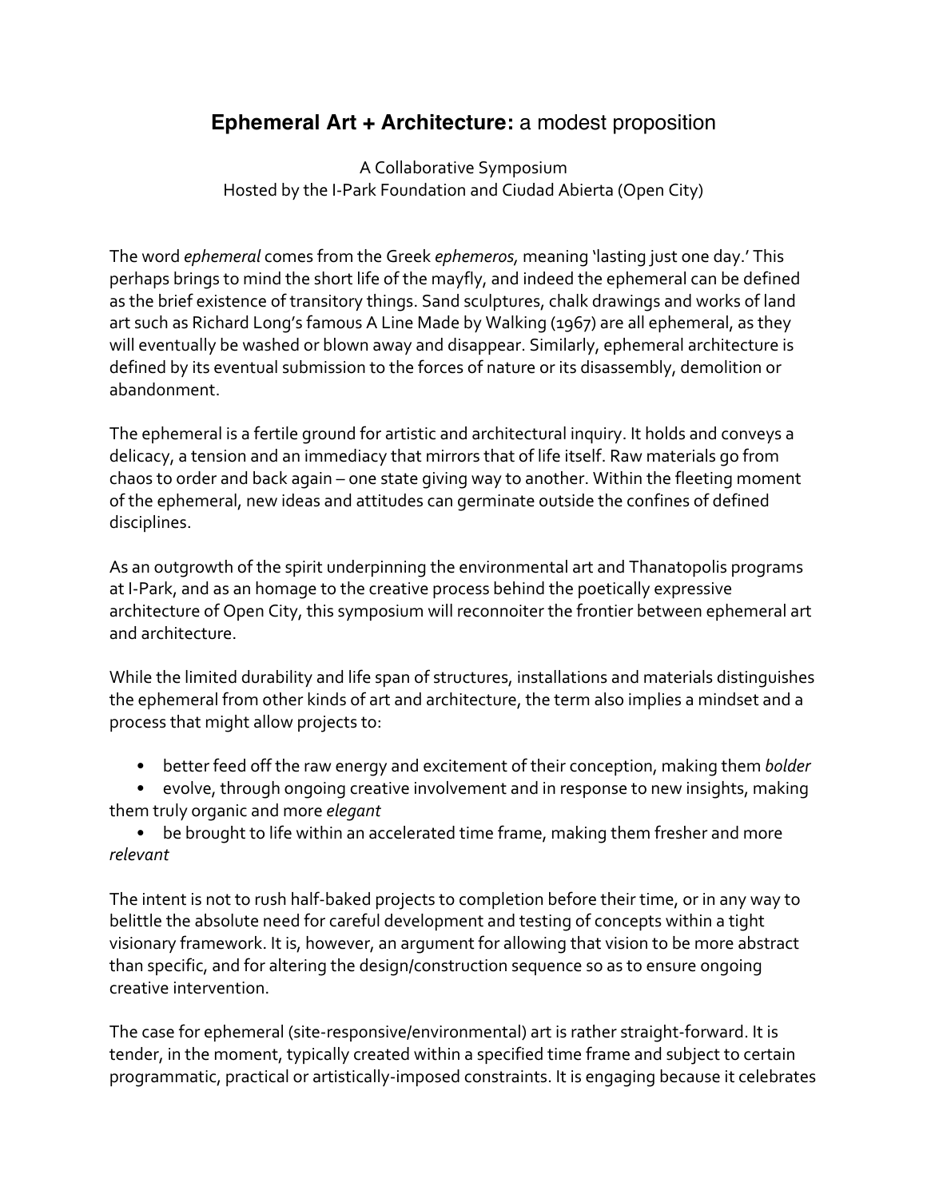# **Ephemeral Art + Architecture:** a modest proposition

A Collaborative Symposium
Hosted by the I-Park Foundation and Ciudad Abierta (Open City)

The word *ephemeral* comes from the Greek *ephemeros,* meaning 'lasting just one day.' This perhaps brings to mind the short life of the mayfly, and indeed the ephemeral can be defined as the brief existence of transitory things. Sand sculptures, chalk drawings and works of land art such as Richard Long's famous A Line Made by Walking (1967) are all ephemeral, as they will eventually be washed or blown away and disappear. Similarly, ephemeral architecture is defined by its eventual submission to the forces of nature or its disassembly, demolition or abandonment.

The ephemeral is a fertile ground for artistic and architectural inquiry. It holds and conveys a delicacy, a tension and an immediacy that mirrors that of life itself. Raw materials go from chaos to order and back again – one state giving way to another. Within the fleeting moment of the ephemeral, new ideas and attitudes can germinate outside the confines of defined disciplines.

As an outgrowth of the spirit underpinning the environmental art and Thanatopolis programs at I-Park, and as an homage to the creative process behind the poetically expressive architecture of Open City, this symposium will reconnoiter the frontier between ephemeral art and architecture.

While the limited durability and life span of structures, installations and materials distinguishes the ephemeral from other kinds of art and architecture, the term also implies a mindset and a process that might allow projects to:

- better feed off the raw energy and excitement of their conception, making them *bolder*
- evolve, through ongoing creative involvement and in response to new insights, making them truly organic and more *elegant*
- be brought to life within an accelerated time frame, making them fresher and more *relevant*

The intent is not to rush half-baked projects to completion before their time, or in any way to belittle the absolute need for careful development and testing of concepts within a tight visionary framework. It is, however, an argument for allowing that vision to be more abstract than specific, and for altering the design/construction sequence so as to ensure ongoing creative intervention.

The case for ephemeral (site-responsive/environmental) art is rather straight-forward. It is tender, in the moment, typically created within a specified time frame and subject to certain programmatic, practical or artistically-imposed constraints. It is engaging because it celebrates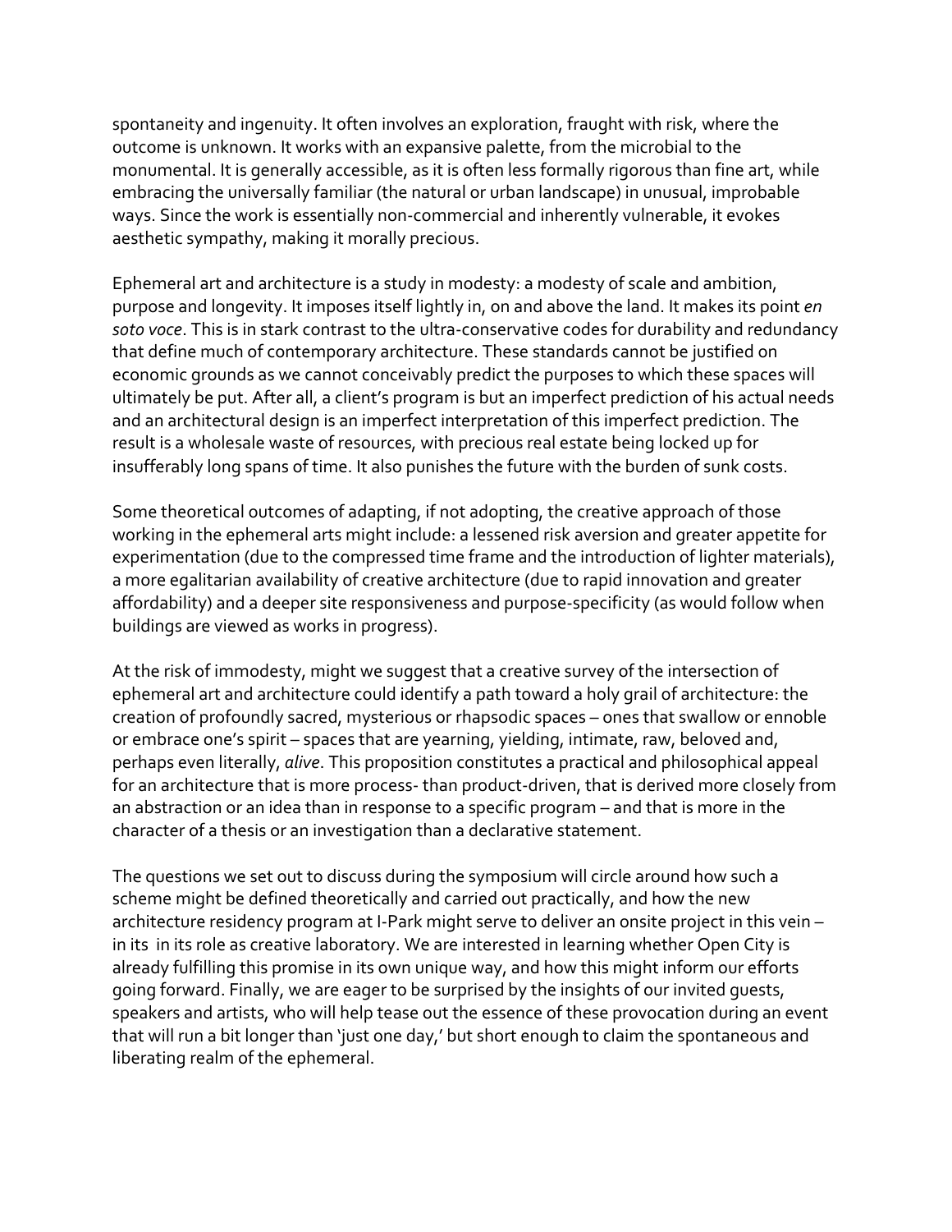spontaneity and ingenuity. It often involves an exploration, fraught with risk, where the outcome is unknown. It works with an expansive palette, from the microbial to the monumental. It is generally accessible, as it is often less formally rigorous than fine art, while embracing the universally familiar (the natural or urban landscape) in unusual, improbable ways. Since the work is essentially non-commercial and inherently vulnerable, it evokes aesthetic sympathy, making it morally precious.

Ephemeral art and architecture is a study in modesty: a modesty of scale and ambition, purpose and longevity. It imposes itself lightly in, on and above the land. It makes its point *en soto voce*. This is in stark contrast to the ultra-conservative codes for durability and redundancy that define much of contemporary architecture. These standards cannot be justified on economic grounds as we cannot conceivably predict the purposes to which these spaces will ultimately be put. After all, a client's program is but an imperfect prediction of his actual needs and an architectural design is an imperfect interpretation of this imperfect prediction. The result is a wholesale waste of resources, with precious real estate being locked up for insufferably long spans of time. It also punishes the future with the burden of sunk costs.

Some theoretical outcomes of adapting, if not adopting, the creative approach of those working in the ephemeral arts might include: a lessened risk aversion and greater appetite for experimentation (due to the compressed time frame and the introduction of lighter materials), a more egalitarian availability of creative architecture (due to rapid innovation and greater affordability) and a deeper site responsiveness and purpose-specificity (as would follow when buildings are viewed as works in progress).

At the risk of immodesty, might we suggest that a creative survey of the intersection of ephemeral art and architecture could identify a path toward a holy grail of architecture: the creation of profoundly sacred, mysterious or rhapsodic spaces – ones that swallow or ennoble or embrace one's spirit – spaces that are yearning, yielding, intimate, raw, beloved and, perhaps even literally, *alive*. This proposition constitutes a practical and philosophical appeal for an architecture that is more process- than product-driven, that is derived more closely from an abstraction or an idea than in response to a specific program – and that is more in the character of a thesis or an investigation than a declarative statement.

The questions we set out to discuss during the symposium will circle around how such a scheme might be defined theoretically and carried out practically, and how the new architecture residency program at I-Park might serve to deliver an onsite project in this vein – in its in its role as creative laboratory. We are interested in learning whether Open City is already fulfilling this promise in its own unique way, and how this might inform our efforts going forward. Finally, we are eager to be surprised by the insights of our invited guests, speakers and artists, who will help tease out the essence of these provocation during an event that will run a bit longer than 'just one day,' but short enough to claim the spontaneous and liberating realm of the ephemeral.